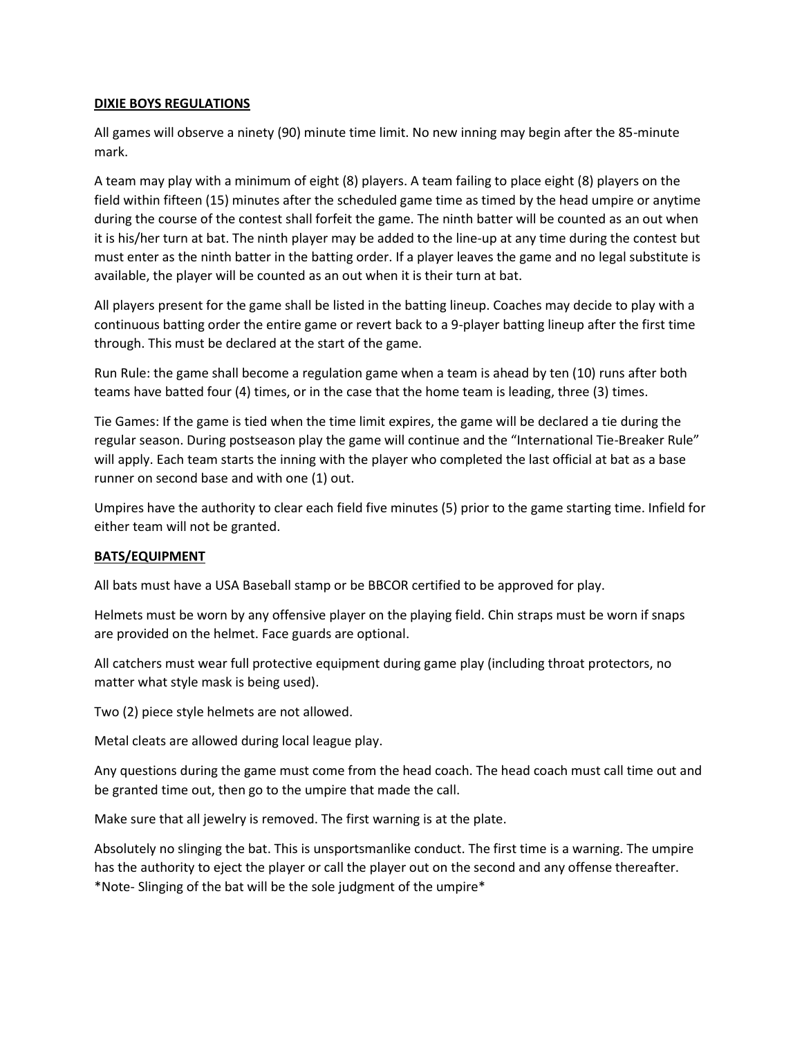## **DIXIE BOYS REGULATIONS**

All games will observe a ninety (90) minute time limit. No new inning may begin after the 85-minute mark.

A team may play with a minimum of eight (8) players. A team failing to place eight (8) players on the field within fifteen (15) minutes after the scheduled game time as timed by the head umpire or anytime during the course of the contest shall forfeit the game. The ninth batter will be counted as an out when it is his/her turn at bat. The ninth player may be added to the line-up at any time during the contest but must enter as the ninth batter in the batting order. If a player leaves the game and no legal substitute is available, the player will be counted as an out when it is their turn at bat.

All players present for the game shall be listed in the batting lineup. Coaches may decide to play with a continuous batting order the entire game or revert back to a 9-player batting lineup after the first time through. This must be declared at the start of the game.

Run Rule: the game shall become a regulation game when a team is ahead by ten (10) runs after both teams have batted four (4) times, or in the case that the home team is leading, three (3) times.

Tie Games: If the game is tied when the time limit expires, the game will be declared a tie during the regular season. During postseason play the game will continue and the "International Tie-Breaker Rule" will apply. Each team starts the inning with the player who completed the last official at bat as a base runner on second base and with one (1) out.

Umpires have the authority to clear each field five minutes (5) prior to the game starting time. Infield for either team will not be granted.

## **BATS/EQUIPMENT**

All bats must have a USA Baseball stamp or be BBCOR certified to be approved for play.

Helmets must be worn by any offensive player on the playing field. Chin straps must be worn if snaps are provided on the helmet. Face guards are optional.

All catchers must wear full protective equipment during game play (including throat protectors, no matter what style mask is being used).

Two (2) piece style helmets are not allowed.

Metal cleats are allowed during local league play.

Any questions during the game must come from the head coach. The head coach must call time out and be granted time out, then go to the umpire that made the call.

Make sure that all jewelry is removed. The first warning is at the plate.

Absolutely no slinging the bat. This is unsportsmanlike conduct. The first time is a warning. The umpire has the authority to eject the player or call the player out on the second and any offense thereafter. *Note- Slinging of the bat will be the sole judgment of the umpire*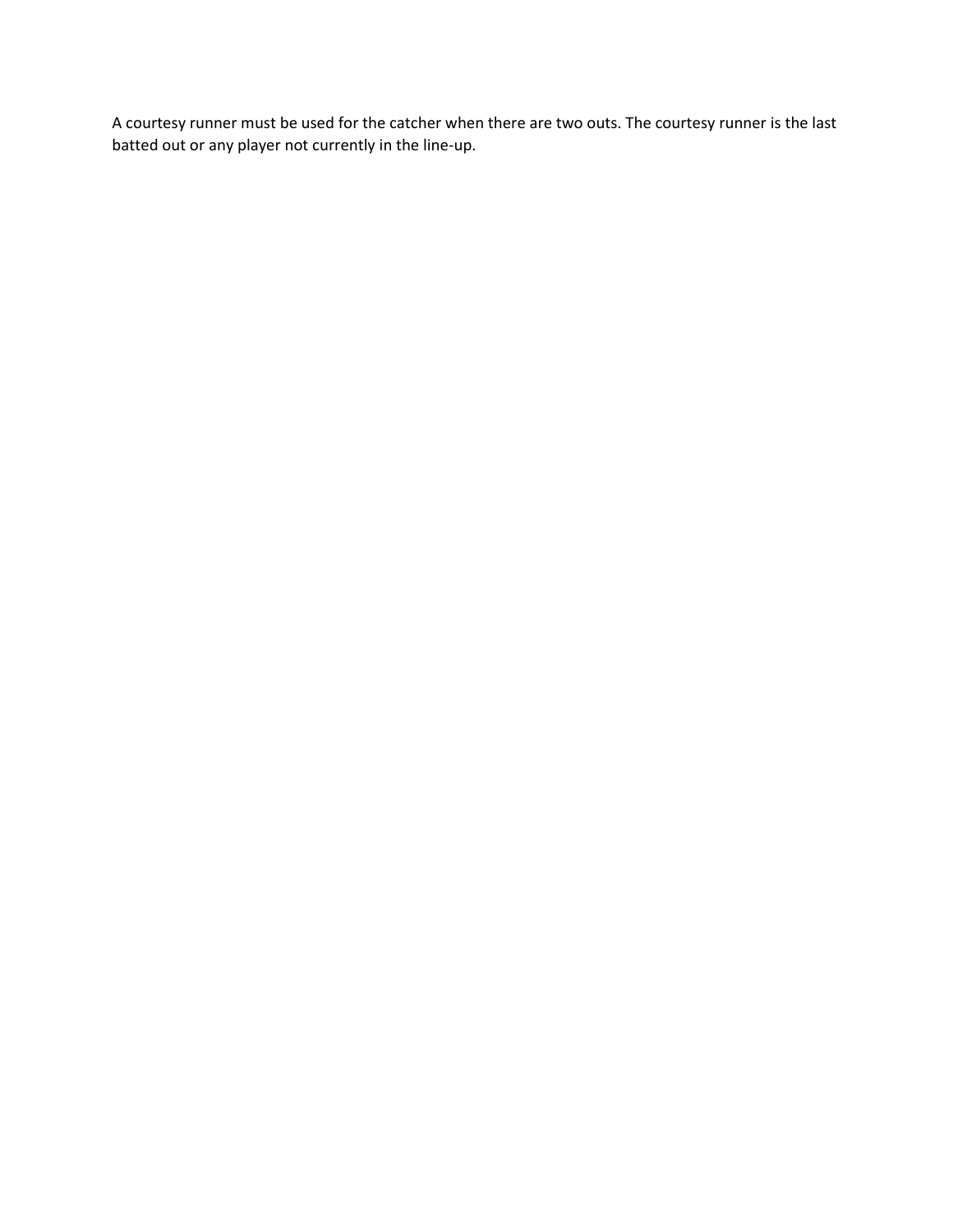A courtesy runner must be used for the catcher when there are two outs. The courtesy runner is the last batted out or any player not currently in the line-up.